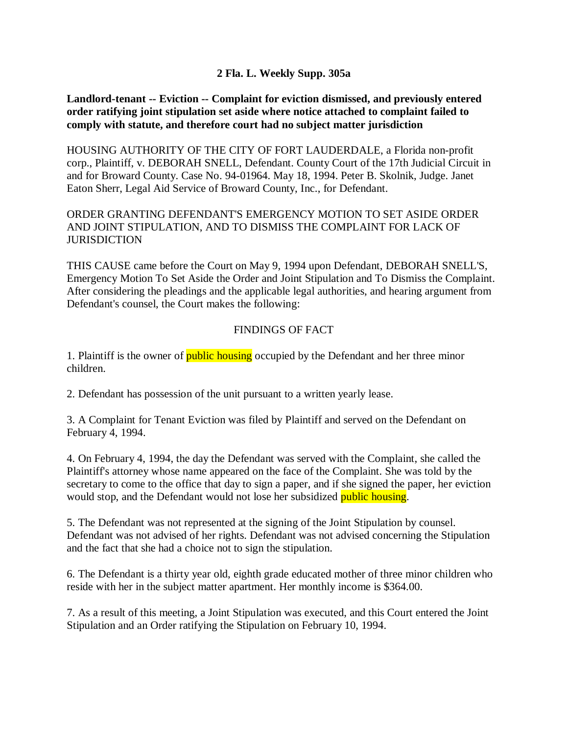**2 Fla. L. Weekly Supp. 305a**

**Landlord-tenant -- Eviction -- Complaint for eviction dismissed, and previously entered order ratifying joint stipulation set aside where notice attached to complaint failed to comply with statute, and therefore court had no subject matter jurisdiction**

HOUSING AUTHORITY OF THE CITY OF FORT LAUDERDALE, a Florida non-profit corp., Plaintiff, v. DEBORAH SNELL, Defendant. County Court of the 17th Judicial Circuit in and for Broward County. Case No. 94-01964. May 18, 1994. Peter B. Skolnik, Judge. Janet Eaton Sherr, Legal Aid Service of Broward County, Inc., for Defendant.

ORDER GRANTING DEFENDANT'S EMERGENCY MOTION TO SET ASIDE ORDER AND JOINT STIPULATION, AND TO DISMISS THE COMPLAINT FOR LACK OF JURISDICTION

THIS CAUSE came before the Court on May 9, 1994 upon Defendant, DEBORAH SNELL'S, Emergency Motion To Set Aside the Order and Joint Stipulation and To Dismiss the Complaint. After considering the pleadings and the applicable legal authorities, and hearing argument from Defendant's counsel, the Court makes the following:

FINDINGS OF FACT

1. Plaintiff is the owner of public housing occupied by the Defendant and her three minor children.

2. Defendant has possession of the unit pursuant to a written yearly lease.

3. A Complaint for Tenant Eviction was filed by Plaintiff and served on the Defendant on February 4, 1994.

4. On February 4, 1994, the day the Defendant was served with the Complaint, she called the Plaintiff's attorney whose name appeared on the face of the Complaint. She was told by the secretary to come to the office that day to sign a paper, and if she signed the paper, her eviction would stop, and the Defendant would not lose her subsidized public housing.

5. The Defendant was not represented at the signing of the Joint Stipulation by counsel. Defendant was not advised of her rights. Defendant was not advised concerning the Stipulation and the fact that she had a choice not to sign the stipulation.

6. The Defendant is a thirty year old, eighth grade educated mother of three minor children who reside with her in the subject matter apartment. Her monthly income is $364.00.

7. As a result of this meeting, a Joint Stipulation was executed, and this Court entered the Joint Stipulation and an Order ratifying the Stipulation on February 10, 1994.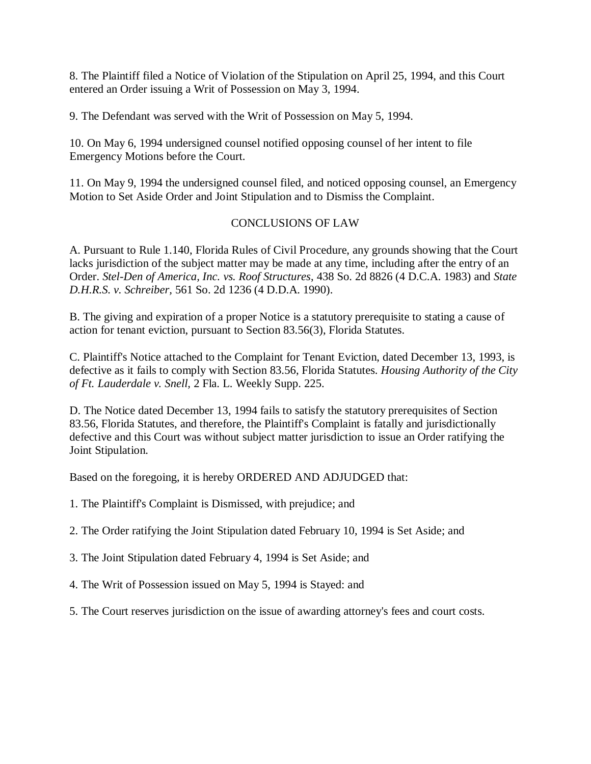8. The Plaintiff filed a Notice of Violation of the Stipulation on April 25, 1994, and this Court entered an Order issuing a Writ of Possession on May 3, 1994.

9. The Defendant was served with the Writ of Possession on May 5, 1994.

10. On May 6, 1994 undersigned counsel notified opposing counsel of her intent to file Emergency Motions before the Court.

11. On May 9, 1994 the undersigned counsel filed, and noticed opposing counsel, an Emergency Motion to Set Aside Order and Joint Stipulation and to Dismiss the Complaint.

CONCLUSIONS OF LAW

A. Pursuant to Rule 1.140, Florida Rules of Civil Procedure, any grounds showing that the Court lacks jurisdiction of the subject matter may be made at any time, including after the entry of an Order. *Stel-Den of America, Inc. vs. Roof Structures*, 438 So. 2d 8826 (4 D.C.A. 1983) and *State D.H.R.S. v. Schreiber,* 561 So. 2d 1236 (4 D.D.A. 1990).

B. The giving and expiration of a proper Notice is a statutory prerequisite to stating a cause of action for tenant eviction, pursuant to Section 83.56(3), Florida Statutes.

C. Plaintiff's Notice attached to the Complaint for Tenant Eviction, dated December 13, 1993, is defective as it fails to comply with Section 83.56, Florida Statutes. *Housing Authority of the City of Ft. Lauderdale v. Snell,* 2 Fla. L. Weekly Supp. 225.

D. The Notice dated December 13, 1994 fails to satisfy the statutory prerequisites of Section 83.56, Florida Statutes, and therefore, the Plaintiff's Complaint is fatally and jurisdictionally defective and this Court was without subject matter jurisdiction to issue an Order ratifying the Joint Stipulation.

Based on the foregoing, it is hereby ORDERED AND ADJUDGED that:

1. The Plaintiff's Complaint is Dismissed, with prejudice; and

2. The Order ratifying the Joint Stipulation dated February 10, 1994 is Set Aside; and

3. The Joint Stipulation dated February 4, 1994 is Set Aside; and

4. The Writ of Possession issued on May 5, 1994 is Stayed: and

5. The Court reserves jurisdiction on the issue of awarding attorney's fees and court costs.